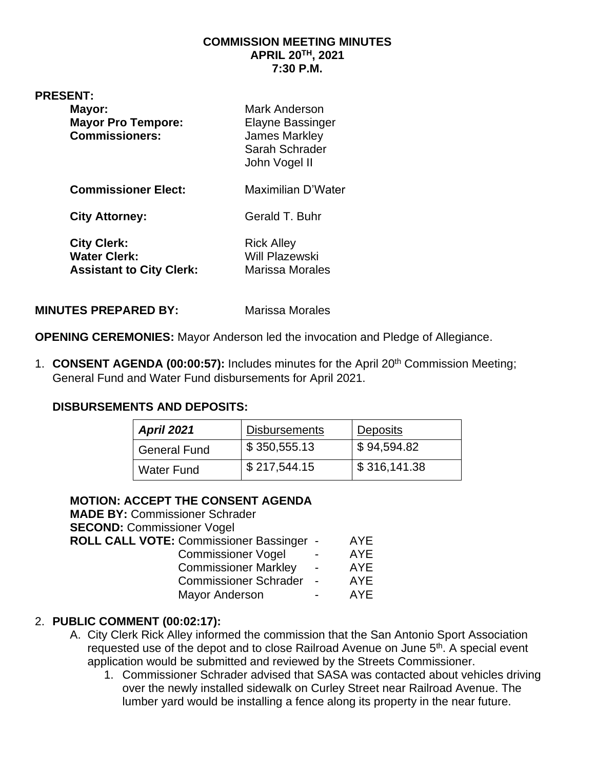# COMMISSION MEETING MINUTES
## APRIL 20TH, 2021
## 7:30 P.M.

**PRESENT:**

| | |
|---|---|
| **Mayor:** | Mark Anderson |
| **Mayor Pro Tempore:** | Elayne Bassinger |
| **Commissioners:** | James Markley |
| | Sarah Schrader |
| | John Vogel II |
| **Commissioner Elect:** | Maximilian D'Water |
| **City Attorney:** | Gerald T. Buhr |
| **City Clerk:** | Rick Alley |
| **Water Clerk:** | Will Plazewski |
| **Assistant to City Clerk:** | Marissa Morales |

**MINUTES PREPARED BY:** Marissa Morales

**OPENING CEREMONIES:** Mayor Anderson led the invocation and Pledge of Allegiance.

1. **CONSENT AGENDA (00:00:57):** Includes minutes for the April 20th Commission Meeting; General Fund and Water Fund disbursements for April 2021.

   **DISBURSEMENTS AND DEPOSITS:**

   | ***April 2021*** | Disbursements | Deposits |
   |---|---|---|
   | General Fund | $ 350,555.13 | $ 94,594.82 |
   | Water Fund | $ 217,544.15 | $ 316,141.38 |

   **MOTION: ACCEPT THE CONSENT AGENDA**
   **MADE BY:** Commissioner Schrader
   **SECOND:** Commissioner Vogel
   **ROLL CALL VOTE:**
   - Commissioner Bassinger - AYE
   - Commissioner Vogel - AYE
   - Commissioner Markley - AYE
   - Commissioner Schrader - AYE
   - Mayor Anderson - AYE

2. **PUBLIC COMMENT (00:02:17):**
   A. City Clerk Rick Alley informed the commission that the San Antonio Sport Association requested use of the depot and to close Railroad Avenue on June 5th. A special event application would be submitted and reviewed by the Streets Commissioner.
      1. Commissioner Schrader advised that SASA was contacted about vehicles driving over the newly installed sidewalk on Curley Street near Railroad Avenue. The lumber yard would be installing a fence along its property in the near future.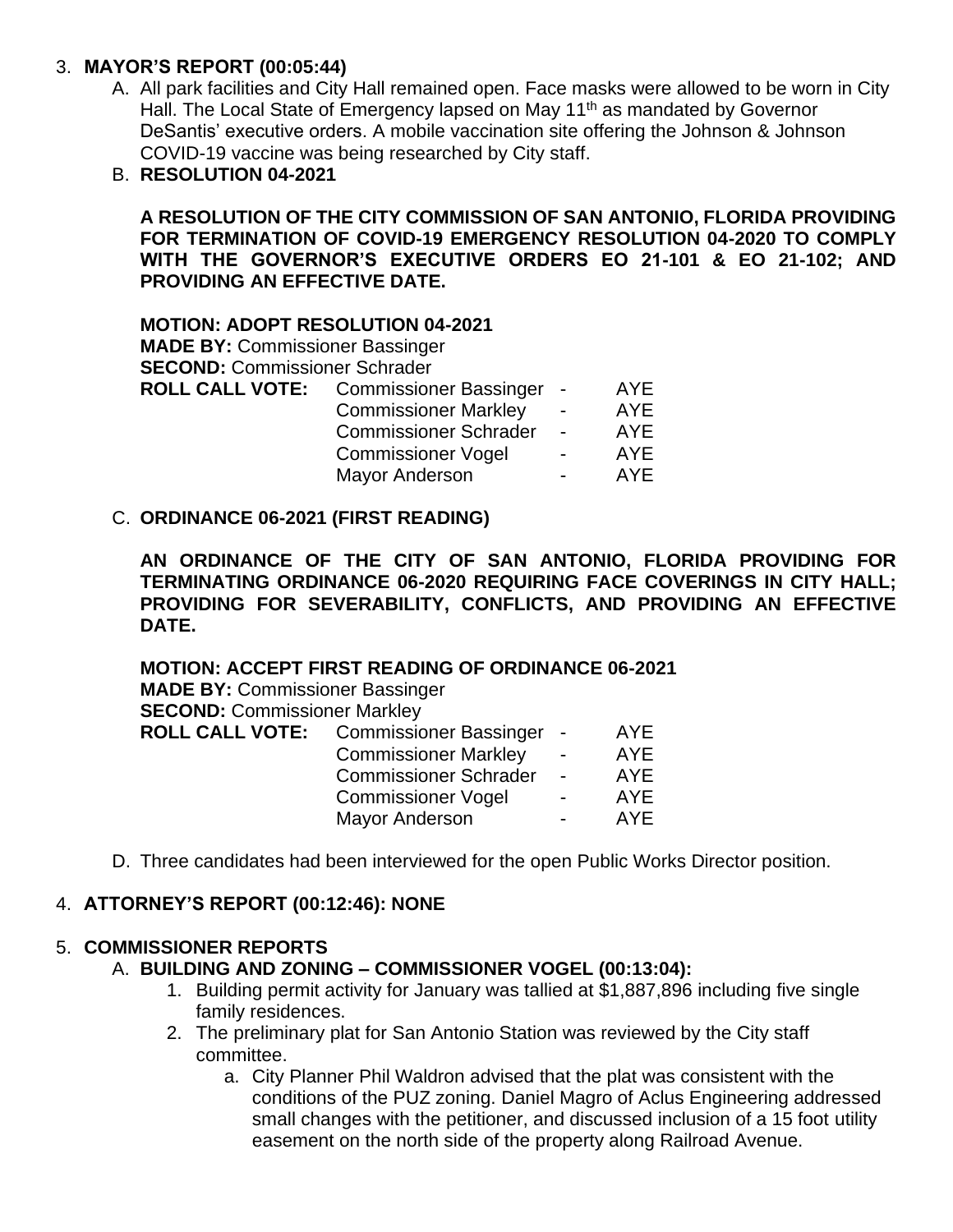3. **MAYOR'S REPORT (00:05:44)**
   A. All park facilities and City Hall remained open. Face masks were allowed to be worn in City Hall. The Local State of Emergency lapsed on May 11th as mandated by Governor DeSantis' executive orders. A mobile vaccination site offering the Johnson & Johnson COVID-19 vaccine was being researched by City staff.
   B. **RESOLUTION 04-2021**

   **A RESOLUTION OF THE CITY COMMISSION OF SAN ANTONIO, FLORIDA PROVIDING FOR TERMINATION OF COVID-19 EMERGENCY RESOLUTION 04-2020 TO COMPLY WITH THE GOVERNOR'S EXECUTIVE ORDERS EO 21-101 & EO 21-102; AND PROVIDING AN EFFECTIVE DATE.**

   **MOTION: ADOPT RESOLUTION 04-2021**
   **MADE BY:** Commissioner Bassinger
   **SECOND:** Commissioner Schrader

   | **ROLL CALL VOTE:** | Commissioner Bassinger | - | AYE |
   |---|---|---|---|
   | | Commissioner Markley | - | AYE |
   | | Commissioner Schrader | - | AYE |
   | | Commissioner Vogel | - | AYE |
   | | Mayor Anderson | - | AYE |

   C. **ORDINANCE 06-2021 (FIRST READING)**

   **AN ORDINANCE OF THE CITY OF SAN ANTONIO, FLORIDA PROVIDING FOR TERMINATING ORDINANCE 06-2020 REQUIRING FACE COVERINGS IN CITY HALL; PROVIDING FOR SEVERABILITY, CONFLICTS, AND PROVIDING AN EFFECTIVE DATE.**

   **MOTION: ACCEPT FIRST READING OF ORDINANCE 06-2021**
   **MADE BY:** Commissioner Bassinger
   **SECOND:** Commissioner Markley

   | **ROLL CALL VOTE:** | Commissioner Bassinger | - | AYE |
   |---|---|---|---|
   | | Commissioner Markley | - | AYE |
   | | Commissioner Schrader | - | AYE |
   | | Commissioner Vogel | - | AYE |
   | | Mayor Anderson | - | AYE |

   D. Three candidates had been interviewed for the open Public Works Director position.

4. **ATTORNEY'S REPORT (00:12:46): NONE**

5. **COMMISSIONER REPORTS**
   A. **BUILDING AND ZONING – COMMISSIONER VOGEL (00:13:04):**
      1. Building permit activity for January was tallied at $1,887,896 including five single family residences.
      2. The preliminary plat for San Antonio Station was reviewed by the City staff committee.
         a. City Planner Phil Waldron advised that the plat was consistent with the conditions of the PUZ zoning. Daniel Magro of Aclus Engineering addressed small changes with the petitioner, and discussed inclusion of a 15 foot utility easement on the north side of the property along Railroad Avenue.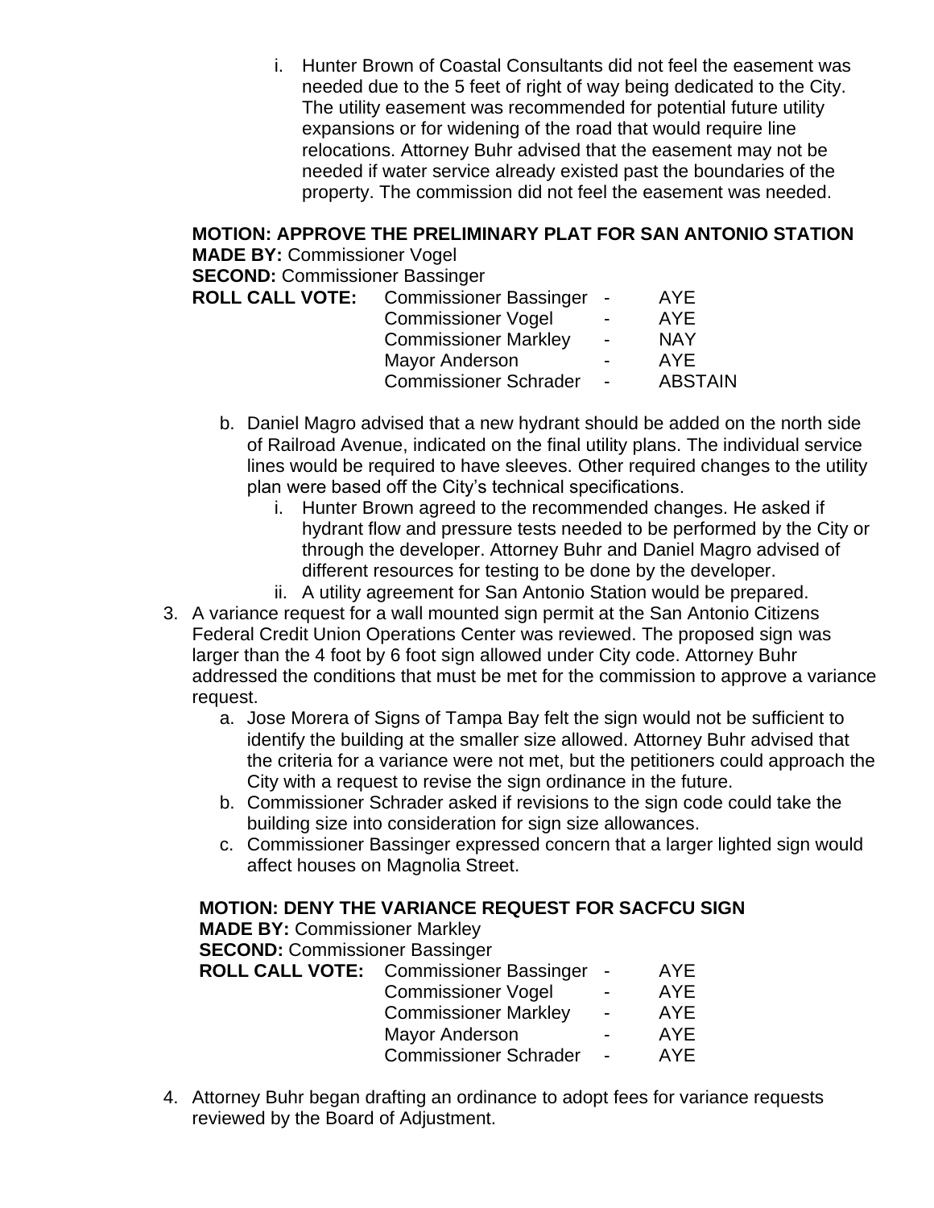i. Hunter Brown of Coastal Consultants did not feel the easement was needed due to the 5 feet of right of way being dedicated to the City. The utility easement was recommended for potential future utility expansions or for widening of the road that would require line relocations. Attorney Buhr advised that the easement may not be needed if water service already existed past the boundaries of the property. The commission did not feel the easement was needed.

**MOTION: APPROVE THE PRELIMINARY PLAT FOR SAN ANTONIO STATION**
**MADE BY:** Commissioner Vogel
**SECOND:** Commissioner Bassinger

| **ROLL CALL VOTE:** | Commissioner Bassinger | - | AYE |
|---|---|---|---|
| | Commissioner Vogel | - | AYE |
| | Commissioner Markley | - | NAY |
| | Mayor Anderson | - | AYE |
| | Commissioner Schrader | - | ABSTAIN |

b. Daniel Magro advised that a new hydrant should be added on the north side of Railroad Avenue, indicated on the final utility plans. The individual service lines would be required to have sleeves. Other required changes to the utility plan were based off the City's technical specifications.
   i. Hunter Brown agreed to the recommended changes. He asked if hydrant flow and pressure tests needed to be performed by the City or through the developer. Attorney Buhr and Daniel Magro advised of different resources for testing to be done by the developer.
   ii. A utility agreement for San Antonio Station would be prepared.

3. A variance request for a wall mounted sign permit at the San Antonio Citizens Federal Credit Union Operations Center was reviewed. The proposed sign was larger than the 4 foot by 6 foot sign allowed under City code. Attorney Buhr addressed the conditions that must be met for the commission to approve a variance request.
   a. Jose Morera of Signs of Tampa Bay felt the sign would not be sufficient to identify the building at the smaller size allowed. Attorney Buhr advised that the criteria for a variance were not met, but the petitioners could approach the City with a request to revise the sign ordinance in the future.
   b. Commissioner Schrader asked if revisions to the sign code could take the building size into consideration for sign size allowances.
   c. Commissioner Bassinger expressed concern that a larger lighted sign would affect houses on Magnolia Street.

**MOTION: DENY THE VARIANCE REQUEST FOR SACFCU SIGN**
**MADE BY:** Commissioner Markley
**SECOND:** Commissioner Bassinger

| **ROLL CALL VOTE:** | Commissioner Bassinger | - | AYE |
|---|---|---|---|
| | Commissioner Vogel | - | AYE |
| | Commissioner Markley | - | AYE |
| | Mayor Anderson | - | AYE |
| | Commissioner Schrader | - | AYE |

4. Attorney Buhr began drafting an ordinance to adopt fees for variance requests reviewed by the Board of Adjustment.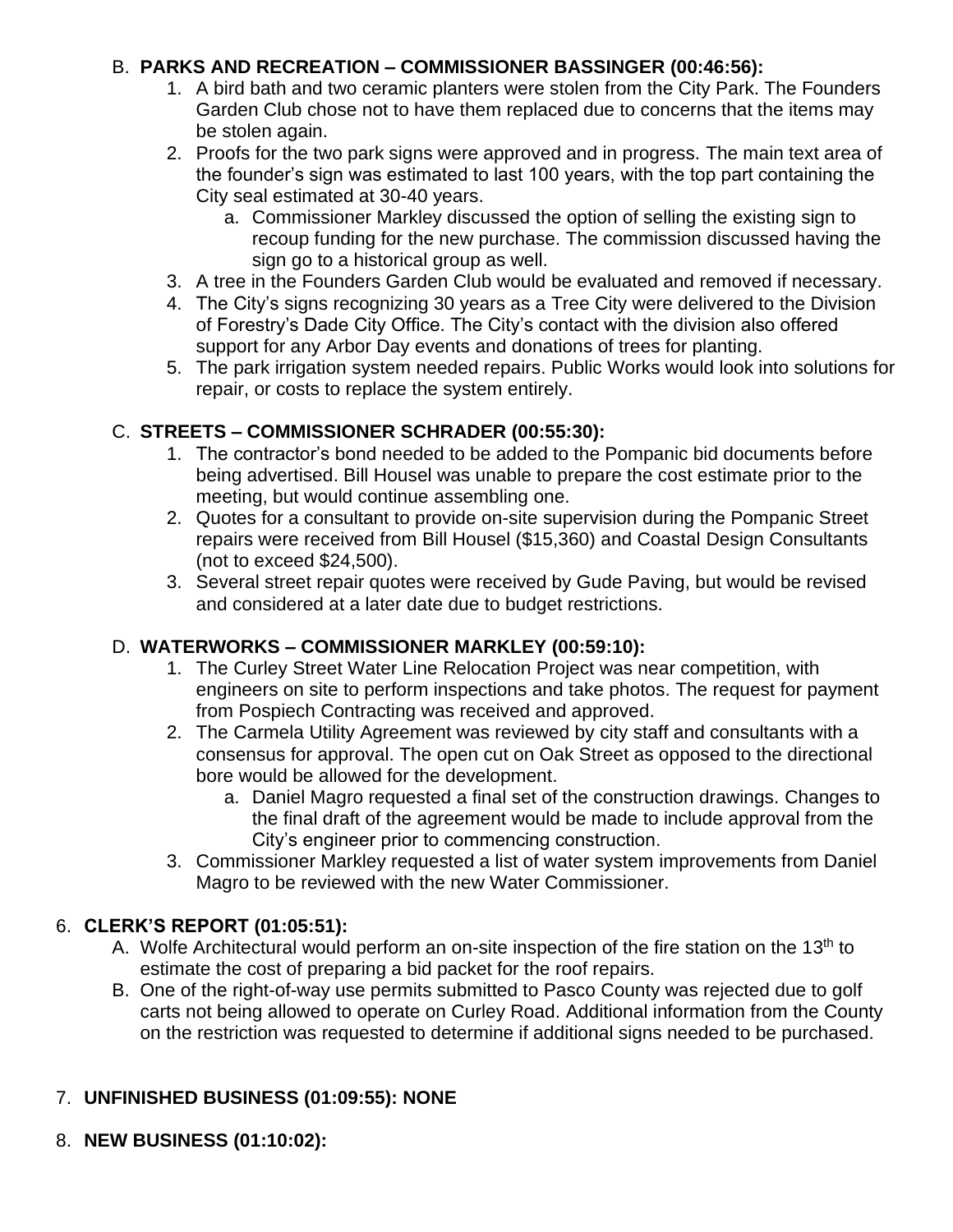B. **PARKS AND RECREATION – COMMISSIONER BASSINGER (00:46:56):**

1. A bird bath and two ceramic planters were stolen from the City Park. The Founders Garden Club chose not to have them replaced due to concerns that the items may be stolen again.
2. Proofs for the two park signs were approved and in progress. The main text area of the founder's sign was estimated to last 100 years, with the top part containing the City seal estimated at 30-40 years.
   a. Commissioner Markley discussed the option of selling the existing sign to recoup funding for the new purchase. The commission discussed having the sign go to a historical group as well.
3. A tree in the Founders Garden Club would be evaluated and removed if necessary.
4. The City's signs recognizing 30 years as a Tree City were delivered to the Division of Forestry's Dade City Office. The City's contact with the division also offered support for any Arbor Day events and donations of trees for planting.
5. The park irrigation system needed repairs. Public Works would look into solutions for repair, or costs to replace the system entirely.

C. **STREETS – COMMISSIONER SCHRADER (00:55:30):**

1. The contractor's bond needed to be added to the Pompanic bid documents before being advertised. Bill Housel was unable to prepare the cost estimate prior to the meeting, but would continue assembling one.
2. Quotes for a consultant to provide on-site supervision during the Pompanic Street repairs were received from Bill Housel ($15,360) and Coastal Design Consultants (not to exceed $24,500).
3. Several street repair quotes were received by Gude Paving, but would be revised and considered at a later date due to budget restrictions.

D. **WATERWORKS – COMMISSIONER MARKLEY (00:59:10):**

1. The Curley Street Water Line Relocation Project was near competition, with engineers on site to perform inspections and take photos. The request for payment from Pospiech Contracting was received and approved.
2. The Carmela Utility Agreement was reviewed by city staff and consultants with a consensus for approval. The open cut on Oak Street as opposed to the directional bore would be allowed for the development.
   a. Daniel Magro requested a final set of the construction drawings. Changes to the final draft of the agreement would be made to include approval from the City's engineer prior to commencing construction.
3. Commissioner Markley requested a list of water system improvements from Daniel Magro to be reviewed with the new Water Commissioner.

6. **CLERK'S REPORT (01:05:51):**

A. Wolfe Architectural would perform an on-site inspection of the fire station on the 13th to estimate the cost of preparing a bid packet for the roof repairs.

B. One of the right-of-way use permits submitted to Pasco County was rejected due to golf carts not being allowed to operate on Curley Road. Additional information from the County on the restriction was requested to determine if additional signs needed to be purchased.

7. **UNFINISHED BUSINESS (01:09:55): NONE**

8. **NEW BUSINESS (01:10:02):**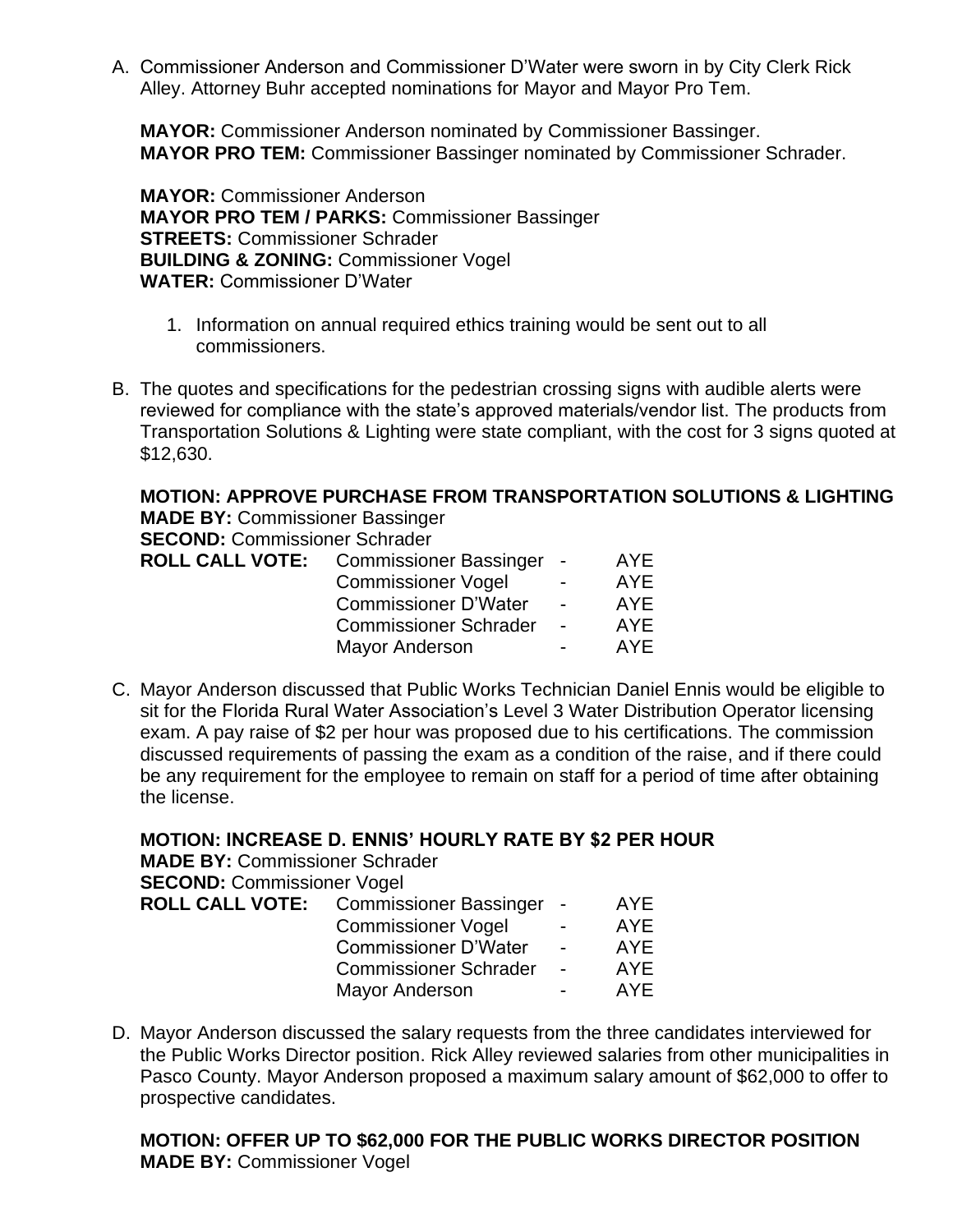A. Commissioner Anderson and Commissioner D'Water were sworn in by City Clerk Rick Alley. Attorney Buhr accepted nominations for Mayor and Mayor Pro Tem.

   **MAYOR:** Commissioner Anderson nominated by Commissioner Bassinger.
   **MAYOR PRO TEM:** Commissioner Bassinger nominated by Commissioner Schrader.

   **MAYOR:** Commissioner Anderson
   **MAYOR PRO TEM / PARKS:** Commissioner Bassinger
   **STREETS:** Commissioner Schrader
   **BUILDING & ZONING:** Commissioner Vogel
   **WATER:** Commissioner D'Water

   1. Information on annual required ethics training would be sent out to all commissioners.

B. The quotes and specifications for the pedestrian crossing signs with audible alerts were reviewed for compliance with the state's approved materials/vendor list. The products from Transportation Solutions & Lighting were state compliant, with the cost for 3 signs quoted at $12,630.

   **MOTION: APPROVE PURCHASE FROM TRANSPORTATION SOLUTIONS & LIGHTING**
   **MADE BY:** Commissioner Bassinger
   **SECOND:** Commissioner Schrader

   | **ROLL CALL VOTE:** | Commissioner Bassinger | - | AYE |
   |---|---|---|---|
   | | Commissioner Vogel | - | AYE |
   | | Commissioner D'Water | - | AYE |
   | | Commissioner Schrader | - | AYE |
   | | Mayor Anderson | - | AYE |

C. Mayor Anderson discussed that Public Works Technician Daniel Ennis would be eligible to sit for the Florida Rural Water Association's Level 3 Water Distribution Operator licensing exam. A pay raise of $2 per hour was proposed due to his certifications. The commission discussed requirements of passing the exam as a condition of the raise, and if there could be any requirement for the employee to remain on staff for a period of time after obtaining the license.

   **MOTION: INCREASE D. ENNIS' HOURLY RATE BY $2 PER HOUR**
   **MADE BY:** Commissioner Schrader
   **SECOND:** Commissioner Vogel

   | **ROLL CALL VOTE:** | Commissioner Bassinger | - | AYE |
   |---|---|---|---|
   | | Commissioner Vogel | - | AYE |
   | | Commissioner D'Water | - | AYE |
   | | Commissioner Schrader | - | AYE |
   | | Mayor Anderson | - | AYE |

D. Mayor Anderson discussed the salary requests from the three candidates interviewed for the Public Works Director position. Rick Alley reviewed salaries from other municipalities in Pasco County. Mayor Anderson proposed a maximum salary amount of $62,000 to offer to prospective candidates.

   **MOTION: OFFER UP TO $62,000 FOR THE PUBLIC WORKS DIRECTOR POSITION**
   **MADE BY:** Commissioner Vogel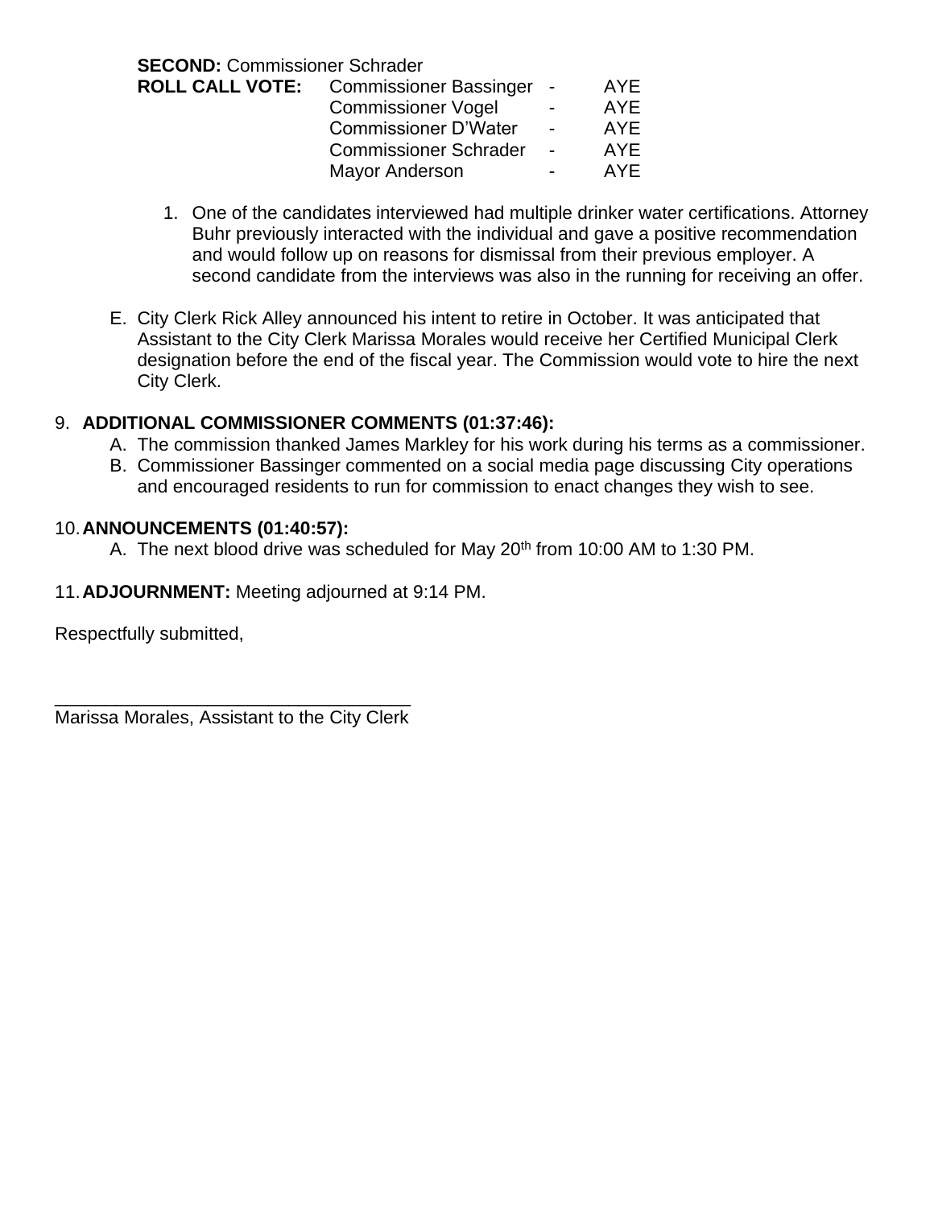**SECOND:** Commissioner Schrader

| | | |
|---|---|---|
| **ROLL CALL VOTE:** | Commissioner Bassinger - | AYE |
| | Commissioner Vogel - | AYE |
| | Commissioner D'Water - | AYE |
| | Commissioner Schrader - | AYE |
| | Mayor Anderson - | AYE |

1. One of the candidates interviewed had multiple drinker water certifications. Attorney Buhr previously interacted with the individual and gave a positive recommendation and would follow up on reasons for dismissal from their previous employer. A second candidate from the interviews was also in the running for receiving an offer.

E. City Clerk Rick Alley announced his intent to retire in October. It was anticipated that Assistant to the City Clerk Marissa Morales would receive her Certified Municipal Clerk designation before the end of the fiscal year. The Commission would vote to hire the next City Clerk.

9. **ADDITIONAL COMMISSIONER COMMENTS (01:37:46):**
   A. The commission thanked James Markley for his work during his terms as a commissioner.
   B. Commissioner Bassinger commented on a social media page discussing City operations and encouraged residents to run for commission to enact changes they wish to see.

10. **ANNOUNCEMENTS (01:40:57):**
    A. The next blood drive was scheduled for May 20th from 10:00 AM to 1:30 PM.

11. **ADJOURNMENT:** Meeting adjourned at 9:14 PM.

Respectfully submitted,

___________________________________
Marissa Morales, Assistant to the City Clerk